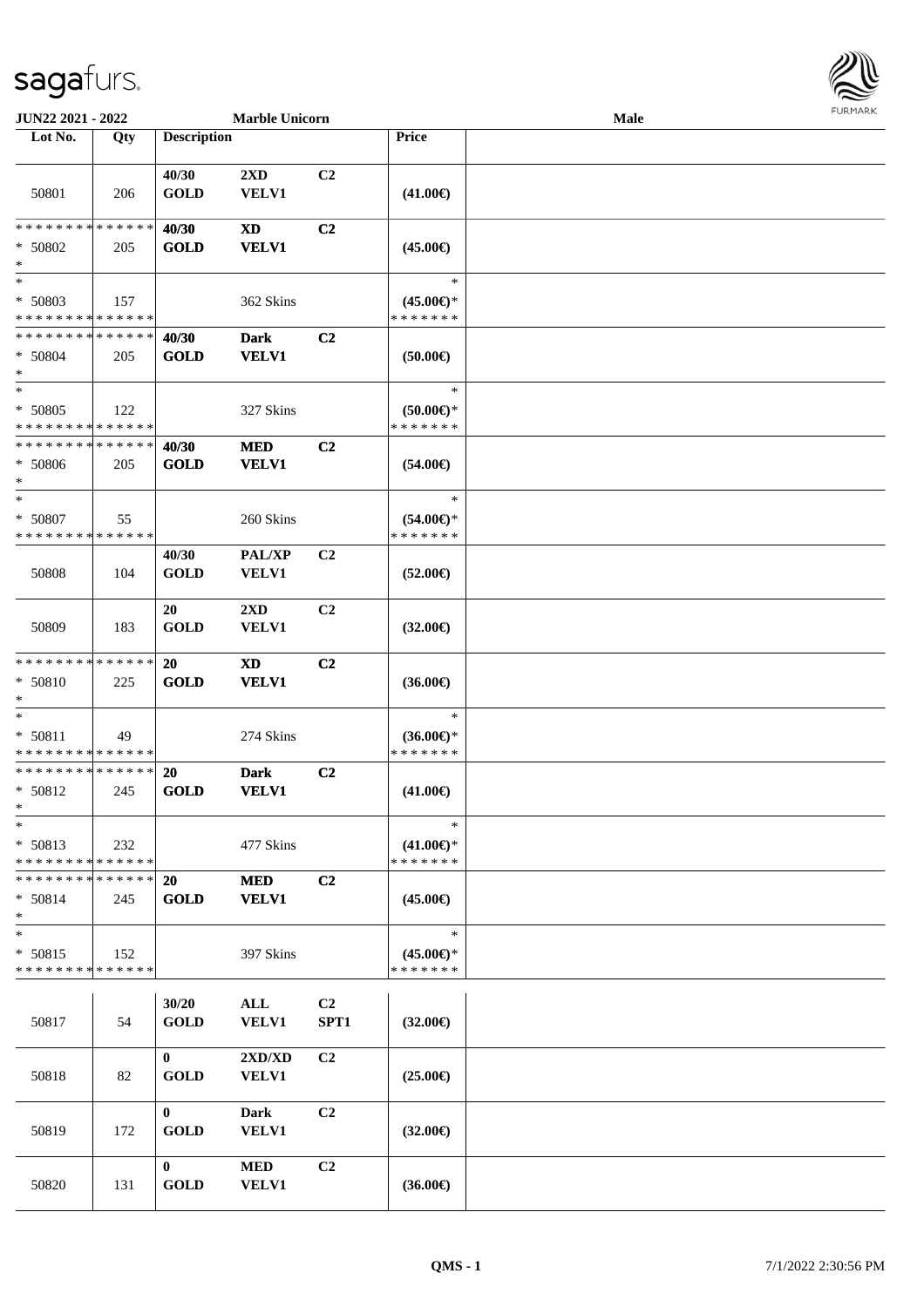**JUN22 2021 - 2022** **Marble Unicorn** **Male**

| Lot No. | Qty | Description | | | Price | |
|---|---|---|---|---|---|---|
| 50801 | 206 | 40/30 GOLD | 2XD VELV1 | C2 | (41.00€) | |
| * * * * * * * * * * * * * * * 50802 * | 205 | 40/30 GOLD | XD VELV1 | C2 | (45.00€) | |
| * * 50803 * * * * * * * * * * * * * * | 157 | | 362 Skins | | * (45.00€)* * * * * * * * | |
| * * * * * * * * * * * * * * * 50804 * | 205 | 40/30 GOLD | Dark VELV1 | C2 | (50.00€) | |
| * * 50805 * * * * * * * * * * * * * * | 122 | | 327 Skins | | * (50.00€)* * * * * * * * | |
| * * * * * * * * * * * * * * * 50806 * | 205 | 40/30 GOLD | MED VELV1 | C2 | (54.00€) | |
| * * 50807 * * * * * * * * * * * * * * | 55 | | 260 Skins | | * (54.00€)* * * * * * * * | |
| 50808 | 104 | 40/30 GOLD | PAL/XP VELV1 | C2 | (52.00€) | |
| 50809 | 183 | 20 GOLD | 2XD VELV1 | C2 | (32.00€) | |
| * * * * * * * * * * * * * * * 50810 * | 225 | 20 GOLD | XD VELV1 | C2 | (36.00€) | |
| * * 50811 * * * * * * * * * * * * * * | 49 | | 274 Skins | | * (36.00€)* * * * * * * * | |
| * * * * * * * * * * * * * * * 50812 * | 245 | 20 GOLD | Dark VELV1 | C2 | (41.00€) | |
| * * 50813 * * * * * * * * * * * * * * | 232 | | 477 Skins | | * (41.00€)* * * * * * * * | |
| * * * * * * * * * * * * * * * 50814 * | 245 | 20 GOLD | MED VELV1 | C2 | (45.00€) | |
| * * 50815 * * * * * * * * * * * * * * | 152 | | 397 Skins | | * (45.00€)* * * * * * * * | |
| 50817 | 54 | 30/20 GOLD | ALL VELV1 | C2 SPT1 | (32.00€) | |
| 50818 | 82 | 0 GOLD | 2XD/XD VELV1 | C2 | (25.00€) | |
| 50819 | 172 | 0 GOLD | Dark VELV1 | C2 | (32.00€) | |
| 50820 | 131 | 0 GOLD | MED VELV1 | C2 | (36.00€) | |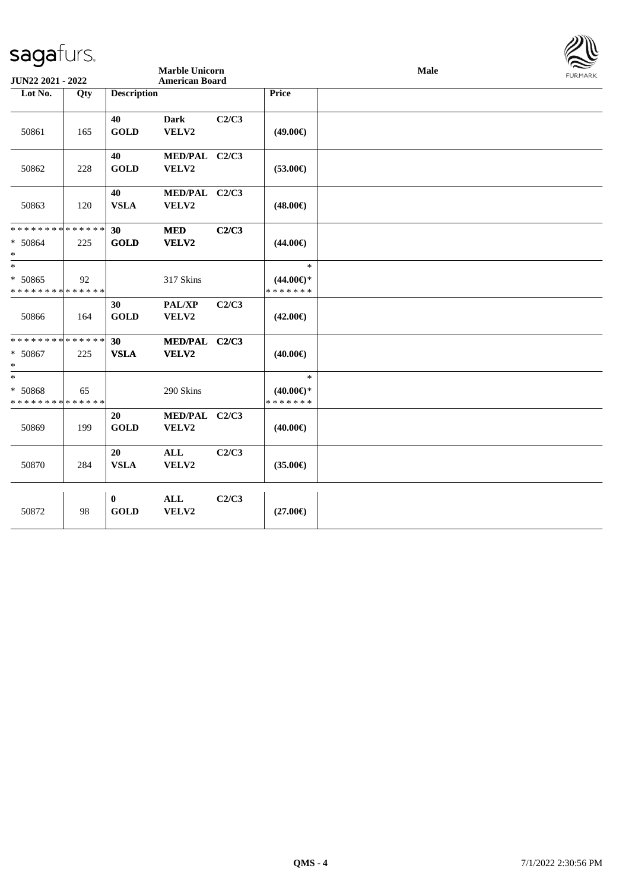**Marble Unicorn**
**American Board**

**Male**

| Lot No. | Qty | Description | | | Price | |
|---|---|---|---|---|---|---|
| 50861 | 165 | 40 GOLD | Dark VELV2 | C2/C3 | (49.00€) | |
| 50862 | 228 | 40 GOLD | MED/PAL VELV2 | C2/C3 | (53.00€) | |
| 50863 | 120 | 40 VSLA | MED/PAL VELV2 | C2/C3 | (48.00€) | |
| * * * * * * * * * * * * * * <br>* 50864 <br>* | 225 | 30 GOLD | MED VELV2 | C2/C3 | (44.00€) | |
| * <br>* 50865 <br>* * * * * * * * * * * * * * | 92 | | 317 Skins | | * <br>(44.00€)* <br>* * * * * * * | |
| 50866 | 164 | 30 GOLD | PAL/XP VELV2 | C2/C3 | (42.00€) | |
| * * * * * * * * * * * * * * <br>* 50867 <br>* | 225 | 30 VSLA | MED/PAL VELV2 | C2/C3 | (40.00€) | |
| * <br>* 50868 <br>* * * * * * * * * * * * * * | 65 | | 290 Skins | | * <br>(40.00€)* <br>* * * * * * * | |
| 50869 | 199 | 20 GOLD | MED/PAL VELV2 | C2/C3 | (40.00€) | |
| 50870 | 284 | 20 VSLA | ALL VELV2 | C2/C3 | (35.00€) | |
| 50872 | 98 | 0 GOLD | ALL VELV2 | C2/C3 | (27.00€) | |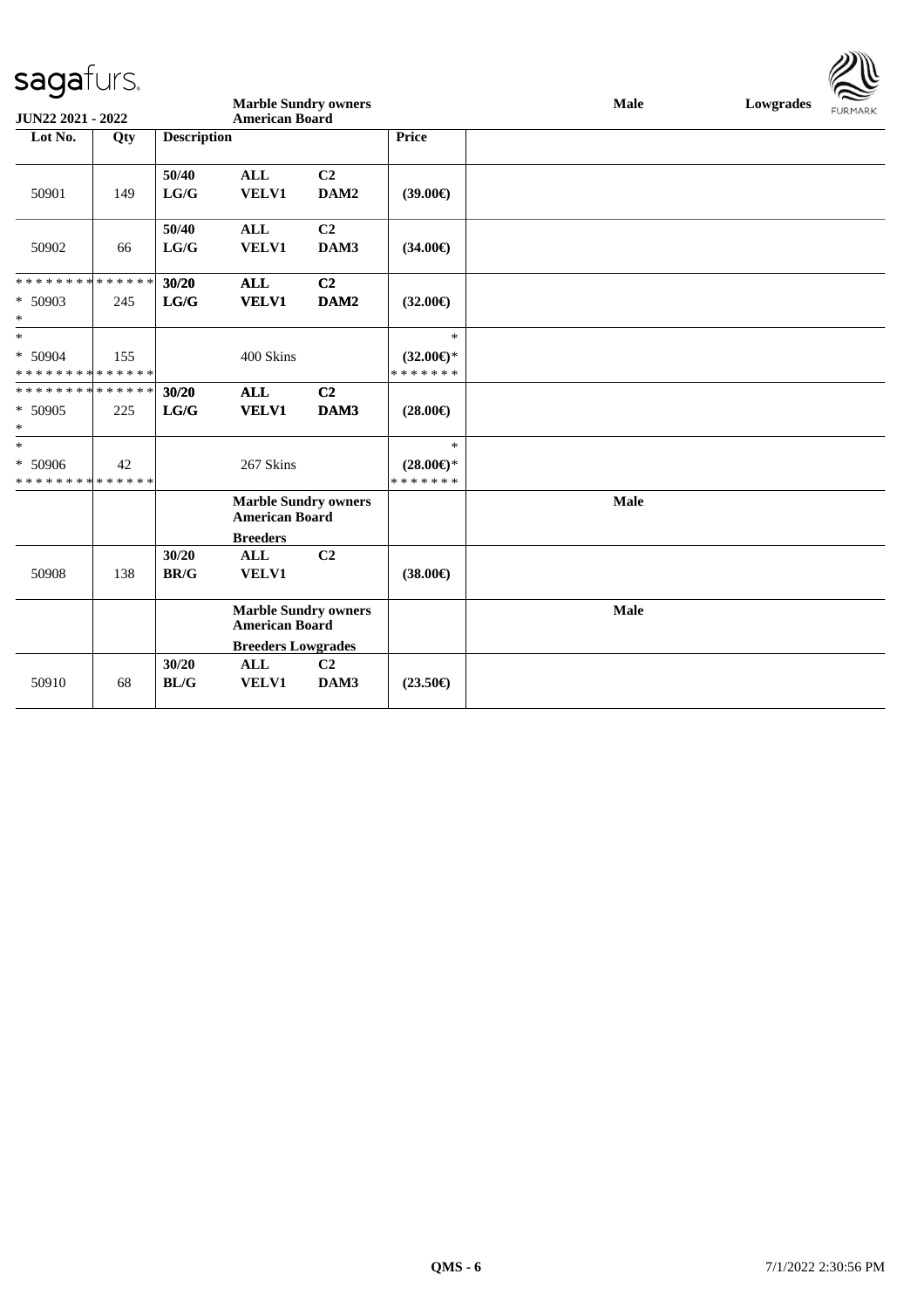| Lot No. | Qty | Description | | | Price |
|---|---|---|---|---|---|
| | | **Marble Sundry owners American Board** | | | |
| 50901 | 149 | **50/40 LG/G** | **ALL VELV1** | **C2 DAM2** | **(39.00€)** |
| 50902 | 66 | **50/40 LG/G** | **ALL VELV1** | **C2 DAM3** | **(34.00€)** |
| * * * * * * * * * * * * * * * 50903 * | 245 | **30/20 LG/G** | **ALL VELV1** | **C2 DAM2** | **(32.00€)** |
| * * 50904 * * * * * * * * * * * * * * | 155 | | 400 Skins | | * **(32.00€)*** * * * * * * * |
| * * * * * * * * * * * * * * * 50905 * | 225 | **30/20 LG/G** | **ALL VELV1** | **C2 DAM3** | **(28.00€)** |
| * * 50906 * * * * * * * * * * * * * * | 42 | | 267 Skins | | * **(28.00€)*** * * * * * * * |
| | | **Marble Sundry owners American Board Breeders** | | | |
| 50908 | 138 | **30/20 BR/G** | **ALL VELV1** | **C2** | **(38.00€)** |
| | | **Marble Sundry owners American Board Breeders Lowgrades** | | | |
| 50910 | 68 | **30/20 BL/G** | **ALL VELV1** | **C2 DAM3** | **(23.50€)** |